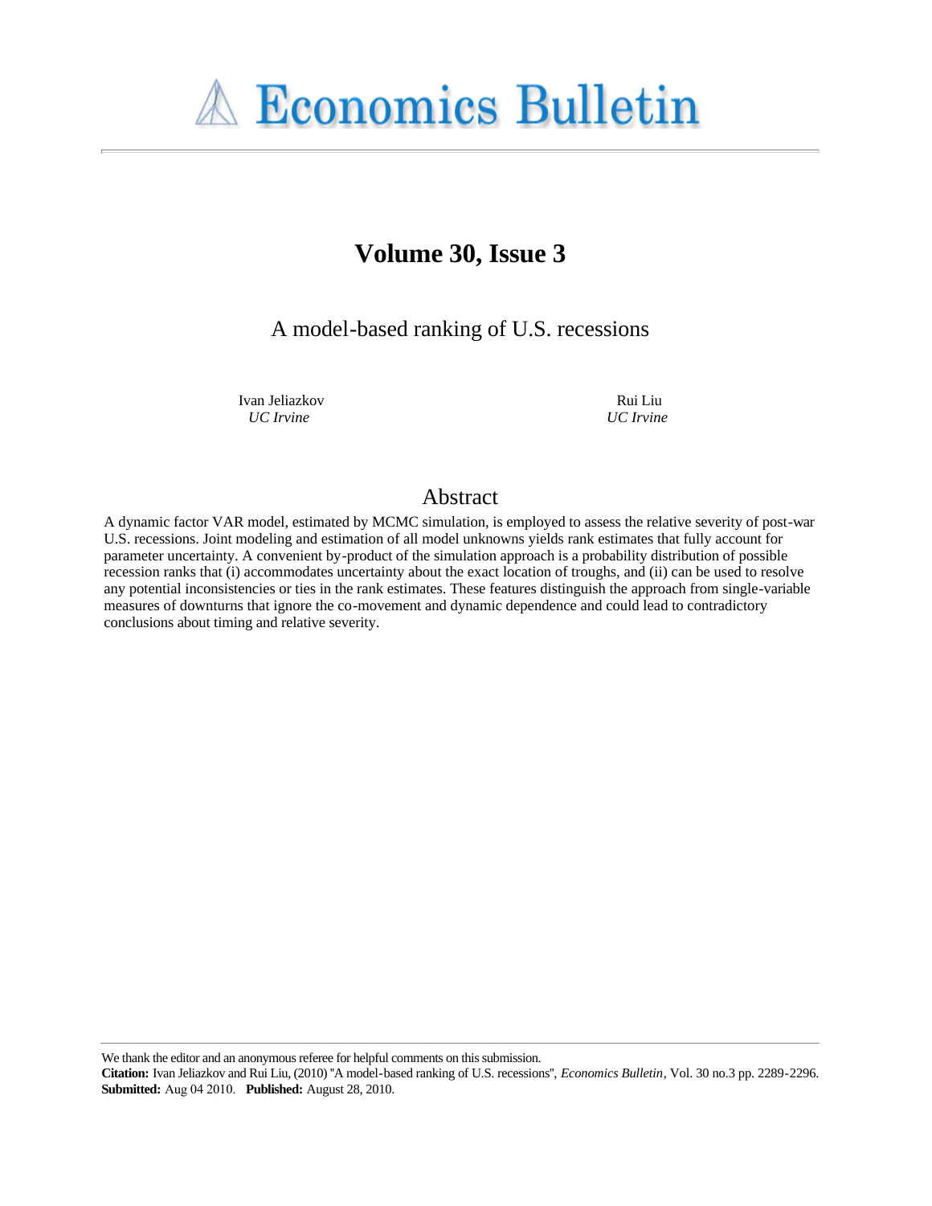# Volume 30, Issue 3

## A model-based ranking of U.S. recessions

Ivan Jeliazkov
*UC Irvine*

Rui Liu
*UC Irvine*

## Abstract

A dynamic factor VAR model, estimated by MCMC simulation, is employed to assess the relative severity of post-war U.S. recessions. Joint modeling and estimation of all model unknowns yields rank estimates that fully account for parameter uncertainty. A convenient by-product of the simulation approach is a probability distribution of possible recession ranks that (i) accommodates uncertainty about the exact location of troughs, and (ii) can be used to resolve any potential inconsistencies or ties in the rank estimates. These features distinguish the approach from single-variable measures of downturns that ignore the co-movement and dynamic dependence and could lead to contradictory conclusions about timing and relative severity.

---

We thank the editor and an anonymous referee for helpful comments on this submission.

**Citation:** Ivan Jeliazkov and Rui Liu, (2010) ''A model-based ranking of U.S. recessions'', *Economics Bulletin*, Vol. 30 no.3 pp. 2289-2296.

**Submitted:** Aug 04 2010. **Published:** August 28, 2010.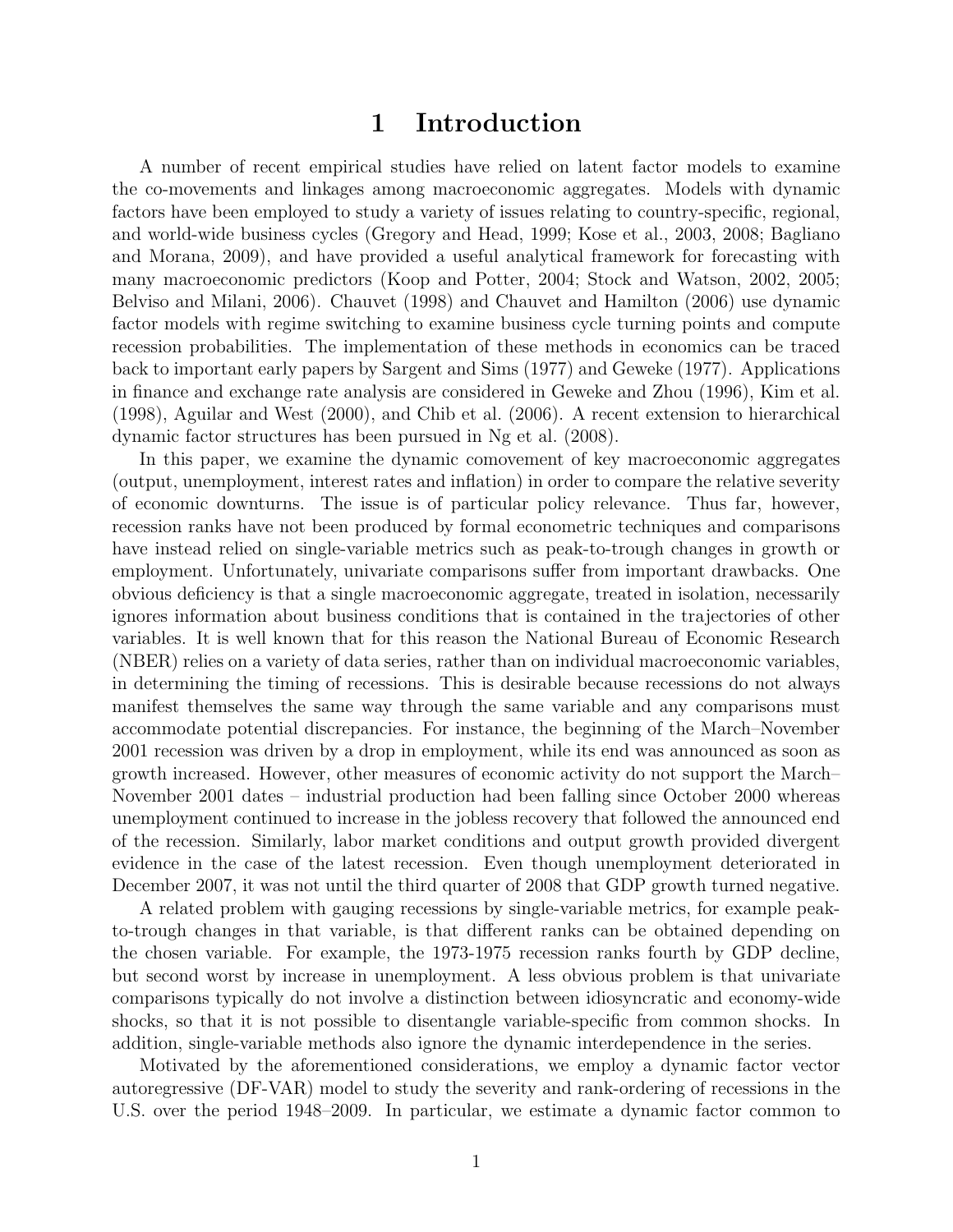# 1 Introduction

A number of recent empirical studies have relied on latent factor models to examine the co-movements and linkages among macroeconomic aggregates. Models with dynamic factors have been employed to study a variety of issues relating to country-specific, regional, and world-wide business cycles (Gregory and Head, 1999; Kose et al., 2003, 2008; Bagliano and Morana, 2009), and have provided a useful analytical framework for forecasting with many macroeconomic predictors (Koop and Potter, 2004; Stock and Watson, 2002, 2005; Belviso and Milani, 2006). Chauvet (1998) and Chauvet and Hamilton (2006) use dynamic factor models with regime switching to examine business cycle turning points and compute recession probabilities. The implementation of these methods in economics can be traced back to important early papers by Sargent and Sims (1977) and Geweke (1977). Applications in finance and exchange rate analysis are considered in Geweke and Zhou (1996), Kim et al. (1998), Aguilar and West (2000), and Chib et al. (2006). A recent extension to hierarchical dynamic factor structures has been pursued in Ng et al. (2008).

In this paper, we examine the dynamic comovement of key macroeconomic aggregates (output, unemployment, interest rates and inflation) in order to compare the relative severity of economic downturns. The issue is of particular policy relevance. Thus far, however, recession ranks have not been produced by formal econometric techniques and comparisons have instead relied on single-variable metrics such as peak-to-trough changes in growth or employment. Unfortunately, univariate comparisons suffer from important drawbacks. One obvious deficiency is that a single macroeconomic aggregate, treated in isolation, necessarily ignores information about business conditions that is contained in the trajectories of other variables. It is well known that for this reason the National Bureau of Economic Research (NBER) relies on a variety of data series, rather than on individual macroeconomic variables, in determining the timing of recessions. This is desirable because recessions do not always manifest themselves the same way through the same variable and any comparisons must accommodate potential discrepancies. For instance, the beginning of the March–November 2001 recession was driven by a drop in employment, while its end was announced as soon as growth increased. However, other measures of economic activity do not support the March–November 2001 dates – industrial production had been falling since October 2000 whereas unemployment continued to increase in the jobless recovery that followed the announced end of the recession. Similarly, labor market conditions and output growth provided divergent evidence in the case of the latest recession. Even though unemployment deteriorated in December 2007, it was not until the third quarter of 2008 that GDP growth turned negative.

A related problem with gauging recessions by single-variable metrics, for example peak-to-trough changes in that variable, is that different ranks can be obtained depending on the chosen variable. For example, the 1973-1975 recession ranks fourth by GDP decline, but second worst by increase in unemployment. A less obvious problem is that univariate comparisons typically do not involve a distinction between idiosyncratic and economy-wide shocks, so that it is not possible to disentangle variable-specific from common shocks. In addition, single-variable methods also ignore the dynamic interdependence in the series.

Motivated by the aforementioned considerations, we employ a dynamic factor vector autoregressive (DF-VAR) model to study the severity and rank-ordering of recessions in the U.S. over the period 1948–2009. In particular, we estimate a dynamic factor common to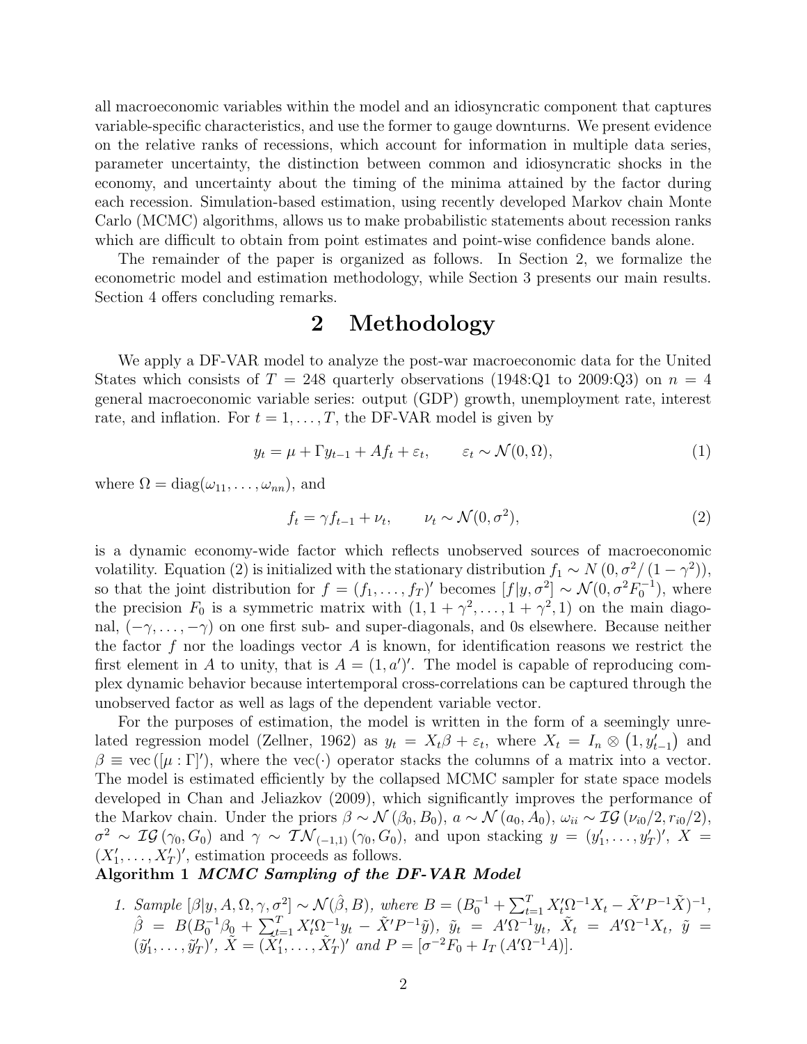all macroeconomic variables within the model and an idiosyncratic component that captures variable-specific characteristics, and use the former to gauge downturns. We present evidence on the relative ranks of recessions, which account for information in multiple data series, parameter uncertainty, the distinction between common and idiosyncratic shocks in the economy, and uncertainty about the timing of the minima attained by the factor during each recession. Simulation-based estimation, using recently developed Markov chain Monte Carlo (MCMC) algorithms, allows us to make probabilistic statements about recession ranks which are difficult to obtain from point estimates and point-wise confidence bands alone.

The remainder of the paper is organized as follows. In Section 2, we formalize the econometric model and estimation methodology, while Section 3 presents our main results. Section 4 offers concluding remarks.

# 2 Methodology

We apply a DF-VAR model to analyze the post-war macroeconomic data for the United States which consists of $T = 248$ quarterly observations (1948:Q1 to 2009:Q3) on $n = 4$ general macroeconomic variable series: output (GDP) growth, unemployment rate, interest rate, and inflation. For $t = 1, \ldots, T$, the DF-VAR model is given by

$$y_t = \mu + \Gamma y_{t-1} + A f_t + \varepsilon_t, \qquad \varepsilon_t \sim \mathcal{N}(0, \Omega), \tag{1}$$

where $\Omega = \text{diag}(\omega_{11}, \ldots, \omega_{nn})$, and

$$f_t = \gamma f_{t-1} + \nu_t, \qquad \nu_t \sim \mathcal{N}(0, \sigma^2), \tag{2}$$

is a dynamic economy-wide factor which reflects unobserved sources of macroeconomic volatility. Equation (2) is initialized with the stationary distribution $f_1 \sim N\left(0, \sigma^2/\left(1-\gamma^2\right)\right)$, so that the joint distribution for $f = (f_1, \ldots, f_T)'$ becomes $[f|y, \sigma^2] \sim \mathcal{N}(0, \sigma^2 F_0^{-1})$, where the precision $F_0$ is a symmetric matrix with $(1, 1+\gamma^2, \ldots, 1+\gamma^2, 1)$ on the main diagonal, $(-\gamma, \ldots, -\gamma)$ on one first sub- and super-diagonals, and 0s elsewhere. Because neither the factor $f$ nor the loadings vector $A$ is known, for identification reasons we restrict the first element in $A$ to unity, that is $A = (1, a')'$. The model is capable of reproducing complex dynamic behavior because intertemporal cross-correlations can be captured through the unobserved factor as well as lags of the dependent variable vector.

For the purposes of estimation, the model is written in the form of a seemingly unrelated regression model (Zellner, 1962) as $y_t = X_t\beta + \varepsilon_t$, where $X_t = I_n \otimes \left(1, y'_{t-1}\right)$ and $\beta \equiv \text{vec}\left([\mu : \Gamma]'\right)$, where the vec($\cdot$) operator stacks the columns of a matrix into a vector. The model is estimated efficiently by the collapsed MCMC sampler for state space models developed in Chan and Jeliazkov (2009), which significantly improves the performance of the Markov chain. Under the priors $\beta \sim \mathcal{N}\left(\beta_0, B_0\right)$, $a \sim \mathcal{N}\left(a_0, A_0\right)$, $\omega_{ii} \sim \mathcal{IG}\left(\nu_{i0}/2, r_{i0}/2\right)$, $\sigma^2 \sim \mathcal{IG}\left(\gamma_0, G_0\right)$ and $\gamma \sim \mathcal{TN}_{(-1,1)}\left(\gamma_0, G_0\right)$, and upon stacking $y = (y'_1, \ldots, y'_T)'$, $X = (X'_1, \ldots, X'_T)'$, estimation proceeds as follows.

**Algorithm 1** ***MCMC Sampling of the DF-VAR Model***

1. *Sample* $[\beta|y, A, \Omega, \gamma, \sigma^2] \sim \mathcal{N}(\hat{\beta}, B)$, *where* $B = (B_0^{-1} + \sum_{t=1}^T X'_t\Omega^{-1}X_t - \tilde{X}'P^{-1}\tilde{X})^{-1}$, $\hat{\beta} = B(B_0^{-1}\beta_0 + \sum_{t=1}^T X'_t\Omega^{-1}y_t - \tilde{X}'P^{-1}\tilde{y})$, $\tilde{y}_t = A'\Omega^{-1}y_t$, $\tilde{X}_t = A'\Omega^{-1}X_t$, $\tilde{y} = (\tilde{y}'_1, \ldots, \tilde{y}'_T)'$, $\tilde{X} = (\tilde{X}'_1, \ldots, \tilde{X}'_T)'$ *and* $P = [\sigma^{-2}F_0 + I_T\left(A'\Omega^{-1}A\right)]$.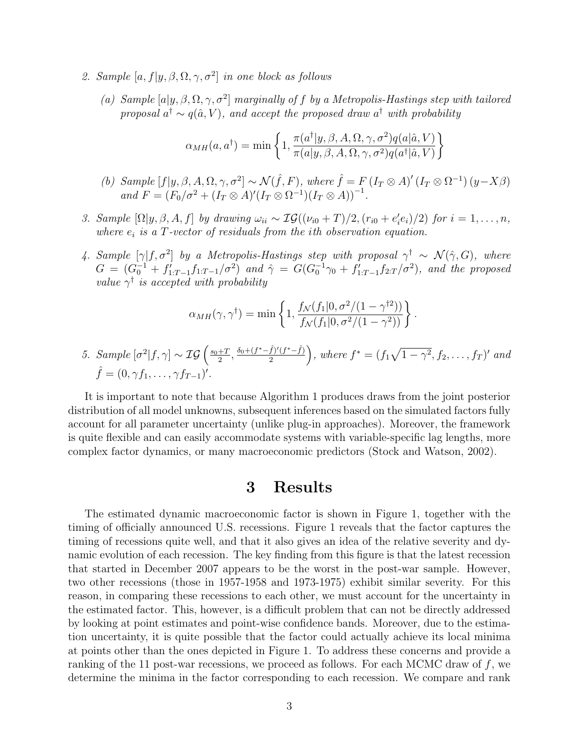2. *Sample $[a, f|y, \beta, \Omega, \gamma, \sigma^2]$ in one block as follows*

   (a) *Sample $[a|y, \beta, \Omega, \gamma, \sigma^2]$ marginally of $f$ by a Metropolis-Hastings step with tailored proposal $a^\dagger \sim q(\hat{a}, V)$, and accept the proposed draw $a^\dagger$ with probability*

   $$\alpha_{MH}(a, a^\dagger) = \min\left\{1, \frac{\pi(a^\dagger|y, \beta, A, \Omega, \gamma, \sigma^2)q(a|\hat{a}, V)}{\pi(a|y, \beta, A, \Omega, \gamma, \sigma^2)q(a^\dagger|\hat{a}, V)}\right\}$$

   (b) *Sample $[f|y, \beta, A, \Omega, \gamma, \sigma^2] \sim \mathcal{N}(\hat{f}, F)$, where $\hat{f} = F\,(I_T \otimes A)'\,(I_T \otimes \Omega^{-1})\,(y - X\beta)$ and $F = \left(F_0/\sigma^2 + (I_T \otimes A)'(I_T \otimes \Omega^{-1})(I_T \otimes A)\right)^{-1}$.*

3. *Sample $[\Omega|y, \beta, A, f]$ by drawing $\omega_{ii} \sim \mathcal{IG}((\nu_{i0} + T)/2, (r_{i0} + e_i'e_i)/2)$ for $i = 1, \ldots, n$, where $e_i$ is a $T$-vector of residuals from the $i$th observation equation.*

4. *Sample $[\gamma|f, \sigma^2]$ by a Metropolis-Hastings step with proposal $\gamma^\dagger \sim \mathcal{N}(\hat{\gamma}, G)$, where $G = (G_0^{-1} + f_{1:T-1}'f_{1:T-1}/\sigma^2)$ and $\hat{\gamma} = G(G_0^{-1}\gamma_0 + f_{1:T-1}'f_{2:T}/\sigma^2)$, and the proposed value $\gamma^\dagger$ is accepted with probability*

   $$\alpha_{MH}(\gamma, \gamma^\dagger) = \min\left\{1, \frac{f_{\mathcal{N}}(f_1|0, \sigma^2/(1 - \gamma^{\dagger 2}))}{f_{\mathcal{N}}(f_1|0, \sigma^2/(1 - \gamma^2))}\right\}.$$

5. *Sample $[\sigma^2|f, \gamma] \sim \mathcal{IG}\left(\frac{s_0 + T}{2}, \frac{\delta_0 + (f^* - \hat{f})'(f^* - \hat{f})}{2}\right)$, where $f^* = (f_1\sqrt{1 - \gamma^2}, f_2, \ldots, f_T)'$ and $\hat{f} = (0, \gamma f_1, \ldots, \gamma f_{T-1})'$.*

It is important to note that because Algorithm 1 produces draws from the joint posterior distribution of all model unknowns, subsequent inferences based on the simulated factors fully account for all parameter uncertainty (unlike plug-in approaches). Moreover, the framework is quite flexible and can easily accommodate systems with variable-specific lag lengths, more complex factor dynamics, or many macroeconomic predictors (Stock and Watson, 2002).

# 3 Results

The estimated dynamic macroeconomic factor is shown in Figure 1, together with the timing of officially announced U.S. recessions. Figure 1 reveals that the factor captures the timing of recessions quite well, and that it also gives an idea of the relative severity and dynamic evolution of each recession. The key finding from this figure is that the latest recession that started in December 2007 appears to be the worst in the post-war sample. However, two other recessions (those in 1957-1958 and 1973-1975) exhibit similar severity. For this reason, in comparing these recessions to each other, we must account for the uncertainty in the estimated factor. This, however, is a difficult problem that can not be directly addressed by looking at point estimates and point-wise confidence bands. Moreover, due to the estimation uncertainty, it is quite possible that the factor could actually achieve its local minima at points other than the ones depicted in Figure 1. To address these concerns and provide a ranking of the 11 post-war recessions, we proceed as follows. For each MCMC draw of $f$, we determine the minima in the factor corresponding to each recession. We compare and rank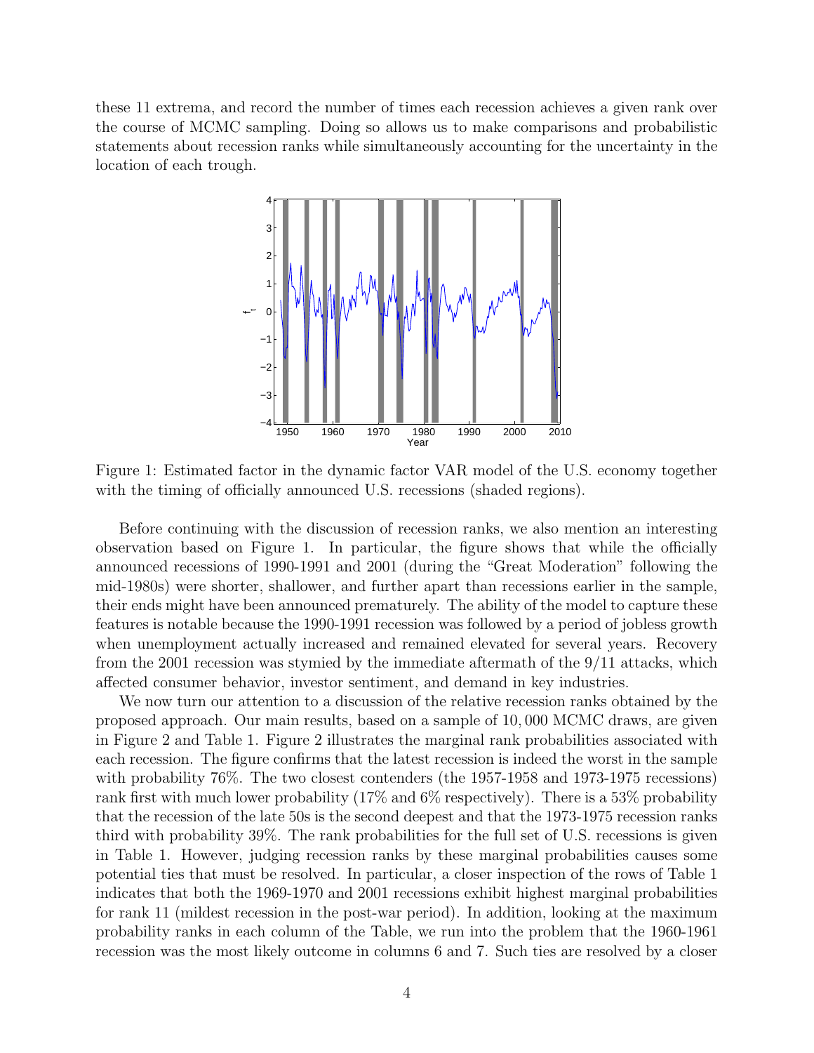these 11 extrema, and record the number of times each recession achieves a given rank over the course of MCMC sampling. Doing so allows us to make comparisons and probabilistic statements about recession ranks while simultaneously accounting for the uncertainty in the location of each trough.

Figure 1: Estimated factor in the dynamic factor VAR model of the U.S. economy together with the timing of officially announced U.S. recessions (shaded regions).

Before continuing with the discussion of recession ranks, we also mention an interesting observation based on Figure 1. In particular, the figure shows that while the officially announced recessions of 1990-1991 and 2001 (during the "Great Moderation" following the mid-1980s) were shorter, shallower, and further apart than recessions earlier in the sample, their ends might have been announced prematurely. The ability of the model to capture these features is notable because the 1990-1991 recession was followed by a period of jobless growth when unemployment actually increased and remained elevated for several years. Recovery from the 2001 recession was stymied by the immediate aftermath of the 9/11 attacks, which affected consumer behavior, investor sentiment, and demand in key industries.

We now turn our attention to a discussion of the relative recession ranks obtained by the proposed approach. Our main results, based on a sample of 10,000 MCMC draws, are given in Figure 2 and Table 1. Figure 2 illustrates the marginal rank probabilities associated with each recession. The figure confirms that the latest recession is indeed the worst in the sample with probability 76%. The two closest contenders (the 1957-1958 and 1973-1975 recessions) rank first with much lower probability (17% and 6% respectively). There is a 53% probability that the recession of the late 50s is the second deepest and that the 1973-1975 recession ranks third with probability 39%. The rank probabilities for the full set of U.S. recessions is given in Table 1. However, judging recession ranks by these marginal probabilities causes some potential ties that must be resolved. In particular, a closer inspection of the rows of Table 1 indicates that both the 1969-1970 and 2001 recessions exhibit highest marginal probabilities for rank 11 (mildest recession in the post-war period). In addition, looking at the maximum probability ranks in each column of the Table, we run into the problem that the 1960-1961 recession was the most likely outcome in columns 6 and 7. Such ties are resolved by a closer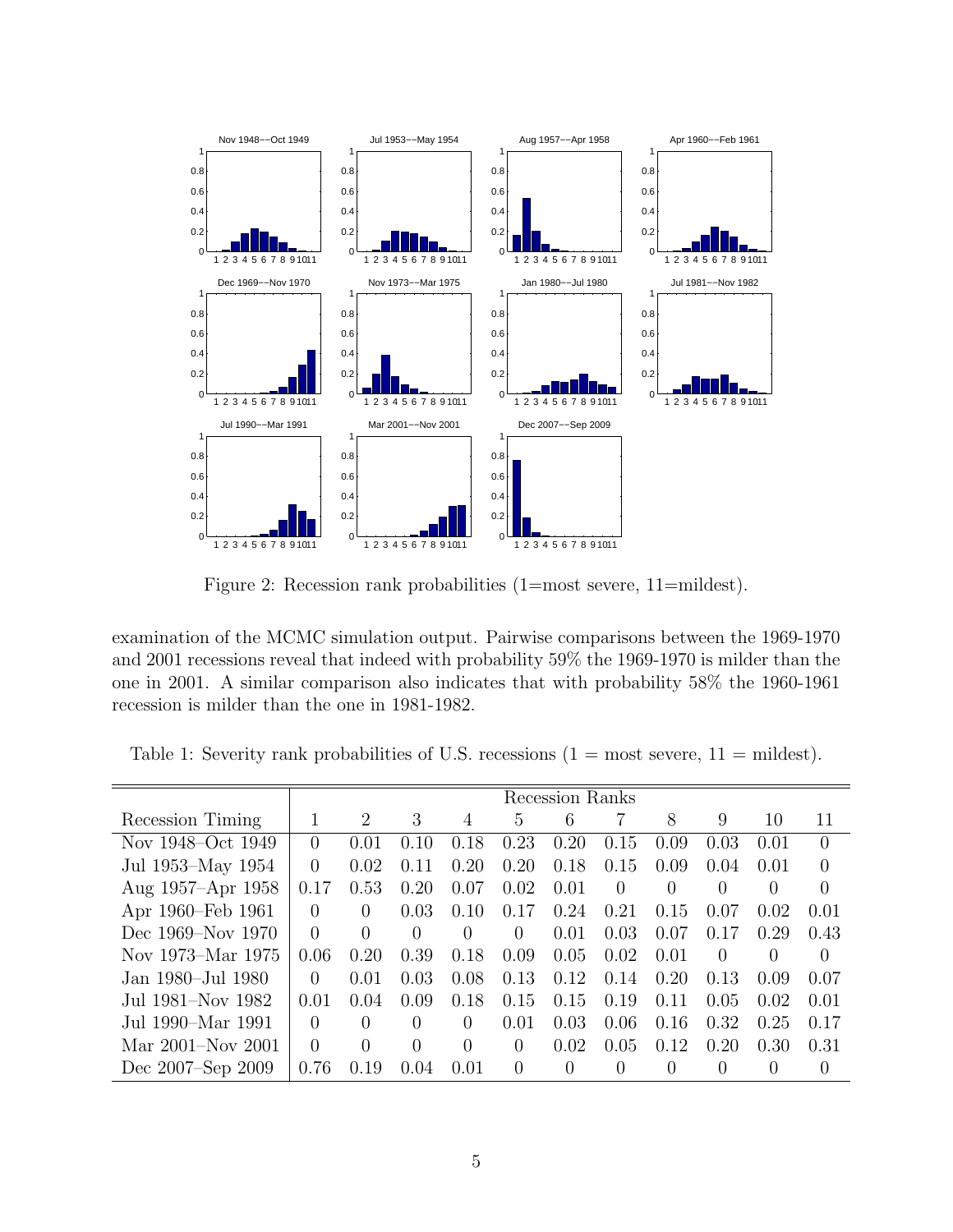Figure 2: Recession rank probabilities (1=most severe, 11=mildest).

examination of the MCMC simulation output. Pairwise comparisons between the 1969-1970 and 2001 recessions reveal that indeed with probability 59% the 1969-1970 is milder than the one in 2001. A similar comparison also indicates that with probability 58% the 1960-1961 recession is milder than the one in 1981-1982.

Table 1: Severity rank probabilities of U.S. recessions (1 = most severe, 11 = mildest).

| | Recession Ranks | | | | | | | | | | |
|---|---|---|---|---|---|---|---|---|---|---|---|
| Recession Timing | 1 | 2 | 3 | 4 | 5 | 6 | 7 | 8 | 9 | 10 | 11 |
| Nov 1948–Oct 1949 | 0 | 0.01 | 0.10 | 0.18 | 0.23 | 0.20 | 0.15 | 0.09 | 0.03 | 0.01 | 0 |
| Jul 1953–May 1954 | 0 | 0.02 | 0.11 | 0.20 | 0.20 | 0.18 | 0.15 | 0.09 | 0.04 | 0.01 | 0 |
| Aug 1957–Apr 1958 | 0.17 | 0.53 | 0.20 | 0.07 | 0.02 | 0.01 | 0 | 0 | 0 | 0 | 0 |
| Apr 1960–Feb 1961 | 0 | 0 | 0.03 | 0.10 | 0.17 | 0.24 | 0.21 | 0.15 | 0.07 | 0.02 | 0.01 |
| Dec 1969–Nov 1970 | 0 | 0 | 0 | 0 | 0 | 0.01 | 0.03 | 0.07 | 0.17 | 0.29 | 0.43 |
| Nov 1973–Mar 1975 | 0.06 | 0.20 | 0.39 | 0.18 | 0.09 | 0.05 | 0.02 | 0.01 | 0 | 0 | 0 |
| Jan 1980–Jul 1980 | 0 | 0.01 | 0.03 | 0.08 | 0.13 | 0.12 | 0.14 | 0.20 | 0.13 | 0.09 | 0.07 |
| Jul 1981–Nov 1982 | 0.01 | 0.04 | 0.09 | 0.18 | 0.15 | 0.15 | 0.19 | 0.11 | 0.05 | 0.02 | 0.01 |
| Jul 1990–Mar 1991 | 0 | 0 | 0 | 0 | 0.01 | 0.03 | 0.06 | 0.16 | 0.32 | 0.25 | 0.17 |
| Mar 2001–Nov 2001 | 0 | 0 | 0 | 0 | 0 | 0.02 | 0.05 | 0.12 | 0.20 | 0.30 | 0.31 |
| Dec 2007–Sep 2009 | 0.76 | 0.19 | 0.04 | 0.01 | 0 | 0 | 0 | 0 | 0 | 0 | 0 |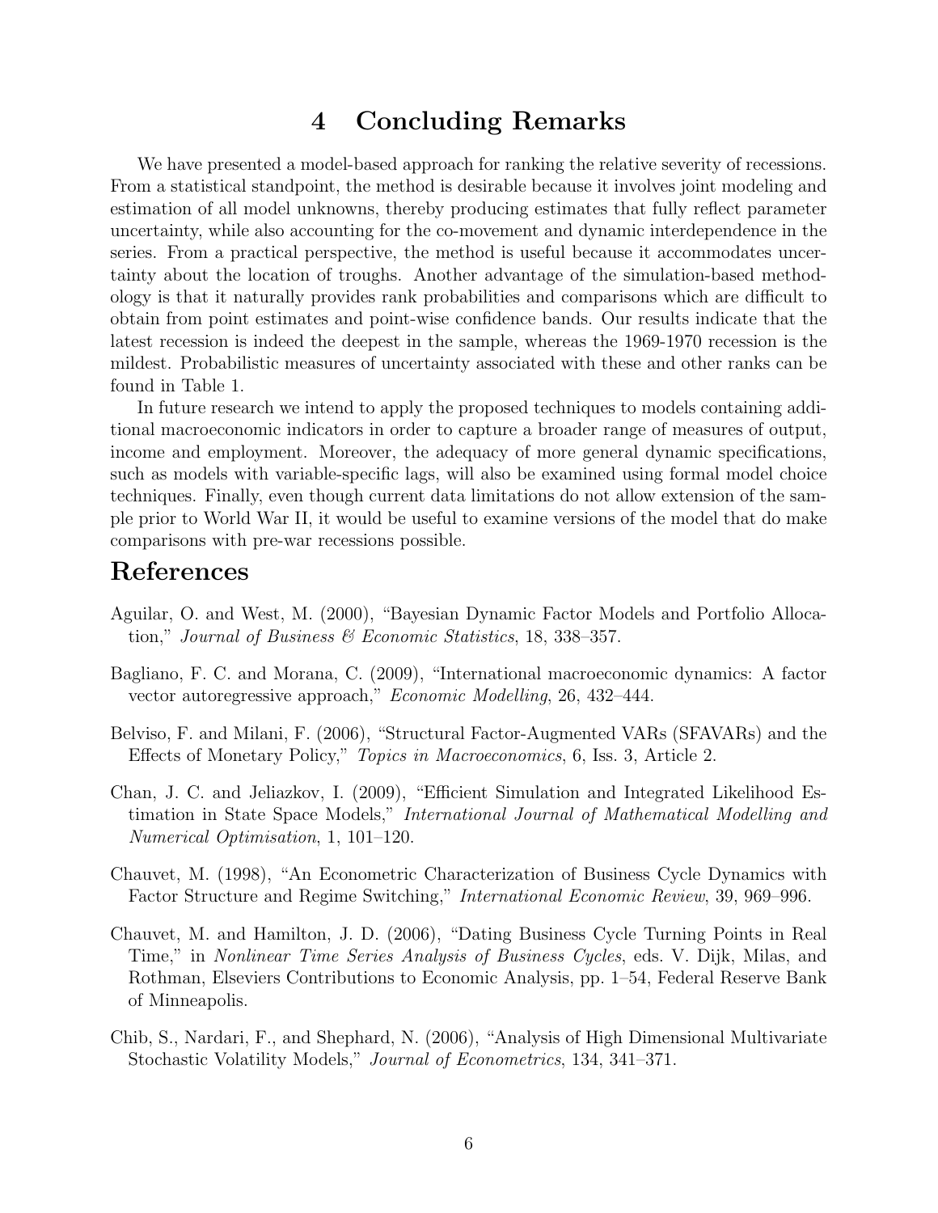# 4 Concluding Remarks

We have presented a model-based approach for ranking the relative severity of recessions. From a statistical standpoint, the method is desirable because it involves joint modeling and estimation of all model unknowns, thereby producing estimates that fully reflect parameter uncertainty, while also accounting for the co-movement and dynamic interdependence in the series. From a practical perspective, the method is useful because it accommodates uncertainty about the location of troughs. Another advantage of the simulation-based methodology is that it naturally provides rank probabilities and comparisons which are difficult to obtain from point estimates and point-wise confidence bands. Our results indicate that the latest recession is indeed the deepest in the sample, whereas the 1969-1970 recession is the mildest. Probabilistic measures of uncertainty associated with these and other ranks can be found in Table 1.

In future research we intend to apply the proposed techniques to models containing additional macroeconomic indicators in order to capture a broader range of measures of output, income and employment. Moreover, the adequacy of more general dynamic specifications, such as models with variable-specific lags, will also be examined using formal model choice techniques. Finally, even though current data limitations do not allow extension of the sample prior to World War II, it would be useful to examine versions of the model that do make comparisons with pre-war recessions possible.

# References

Aguilar, O. and West, M. (2000), "Bayesian Dynamic Factor Models and Portfolio Allocation," *Journal of Business & Economic Statistics*, 18, 338–357.

Bagliano, F. C. and Morana, C. (2009), "International macroeconomic dynamics: A factor vector autoregressive approach," *Economic Modelling*, 26, 432–444.

Belviso, F. and Milani, F. (2006), "Structural Factor-Augmented VARs (SFAVARs) and the Effects of Monetary Policy," *Topics in Macroeconomics*, 6, Iss. 3, Article 2.

Chan, J. C. and Jeliazkov, I. (2009), "Efficient Simulation and Integrated Likelihood Estimation in State Space Models," *International Journal of Mathematical Modelling and Numerical Optimisation*, 1, 101–120.

Chauvet, M. (1998), "An Econometric Characterization of Business Cycle Dynamics with Factor Structure and Regime Switching," *International Economic Review*, 39, 969–996.

Chauvet, M. and Hamilton, J. D. (2006), "Dating Business Cycle Turning Points in Real Time," in *Nonlinear Time Series Analysis of Business Cycles*, eds. V. Dijk, Milas, and Rothman, Elseviers Contributions to Economic Analysis, pp. 1–54, Federal Reserve Bank of Minneapolis.

Chib, S., Nardari, F., and Shephard, N. (2006), "Analysis of High Dimensional Multivariate Stochastic Volatility Models," *Journal of Econometrics*, 134, 341–371.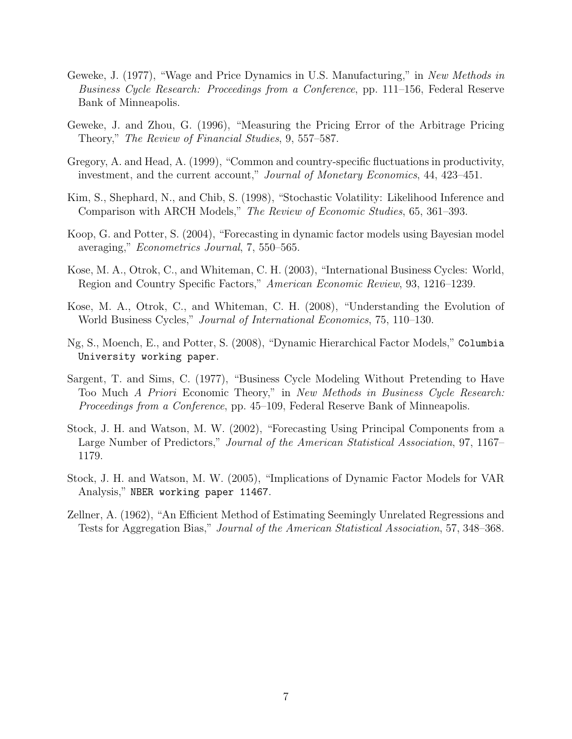Geweke, J. (1977), "Wage and Price Dynamics in U.S. Manufacturing," in *New Methods in Business Cycle Research: Proceedings from a Conference*, pp. 111–156, Federal Reserve Bank of Minneapolis.

Geweke, J. and Zhou, G. (1996), "Measuring the Pricing Error of the Arbitrage Pricing Theory," *The Review of Financial Studies*, 9, 557–587.

Gregory, A. and Head, A. (1999), "Common and country-specific fluctuations in productivity, investment, and the current account," *Journal of Monetary Economics*, 44, 423–451.

Kim, S., Shephard, N., and Chib, S. (1998), "Stochastic Volatility: Likelihood Inference and Comparison with ARCH Models," *The Review of Economic Studies*, 65, 361–393.

Koop, G. and Potter, S. (2004), "Forecasting in dynamic factor models using Bayesian model averaging," *Econometrics Journal*, 7, 550–565.

Kose, M. A., Otrok, C., and Whiteman, C. H. (2003), "International Business Cycles: World, Region and Country Specific Factors," *American Economic Review*, 93, 1216–1239.

Kose, M. A., Otrok, C., and Whiteman, C. H. (2008), "Understanding the Evolution of World Business Cycles," *Journal of International Economics*, 75, 110–130.

Ng, S., Moench, E., and Potter, S. (2008), "Dynamic Hierarchical Factor Models," `Columbia University working paper`.

Sargent, T. and Sims, C. (1977), "Business Cycle Modeling Without Pretending to Have Too Much *A Priori* Economic Theory," in *New Methods in Business Cycle Research: Proceedings from a Conference*, pp. 45–109, Federal Reserve Bank of Minneapolis.

Stock, J. H. and Watson, M. W. (2002), "Forecasting Using Principal Components from a Large Number of Predictors," *Journal of the American Statistical Association*, 97, 1167–1179.

Stock, J. H. and Watson, M. W. (2005), "Implications of Dynamic Factor Models for VAR Analysis," `NBER working paper 11467`.

Zellner, A. (1962), "An Efficient Method of Estimating Seemingly Unrelated Regressions and Tests for Aggregation Bias," *Journal of the American Statistical Association*, 57, 348–368.